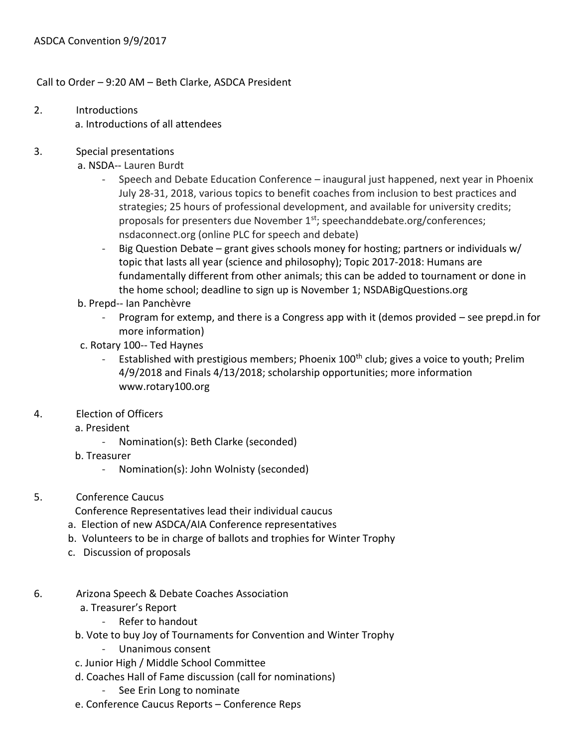ASDCA Convention 9/9/2017

Call to Order – 9:20 AM – Beth Clarke, ASDCA President

2. Introductions
   a. Introductions of all attendees

3. Special presentations
   a. NSDA-- Lauren Burdt
      - Speech and Debate Education Conference – inaugural just happened, next year in Phoenix July 28-31, 2018, various topics to benefit coaches from inclusion to best practices and strategies; 25 hours of professional development, and available for university credits; proposals for presenters due November 1st; speechanddebate.org/conferences; nsdaconnect.org (online PLC for speech and debate)
      - Big Question Debate – grant gives schools money for hosting; partners or individuals w/ topic that lasts all year (science and philosophy); Topic 2017-2018: Humans are fundamentally different from other animals; this can be added to tournament or done in the home school; deadline to sign up is November 1; NSDABigQuestions.org
   b. Prepd-- Ian Panchèvre
      - Program for extemp, and there is a Congress app with it (demos provided – see prepd.in for more information)
   c. Rotary 100-- Ted Haynes
      - Established with prestigious members; Phoenix 100th club; gives a voice to youth; Prelim 4/9/2018 and Finals 4/13/2018; scholarship opportunities; more information www.rotary100.org

4. Election of Officers
   a. President
      - Nomination(s): Beth Clarke (seconded)
   b. Treasurer
      - Nomination(s): John Wolnisty (seconded)

5. Conference Caucus
   Conference Representatives lead their individual caucus
   a. Election of new ASDCA/AIA Conference representatives
   b. Volunteers to be in charge of ballots and trophies for Winter Trophy
   c. Discussion of proposals

6. Arizona Speech & Debate Coaches Association
   a. Treasurer's Report
      - Refer to handout
   b. Vote to buy Joy of Tournaments for Convention and Winter Trophy
      - Unanimous consent
   c. Junior High / Middle School Committee
   d. Coaches Hall of Fame discussion (call for nominations)
      - See Erin Long to nominate
   e. Conference Caucus Reports – Conference Reps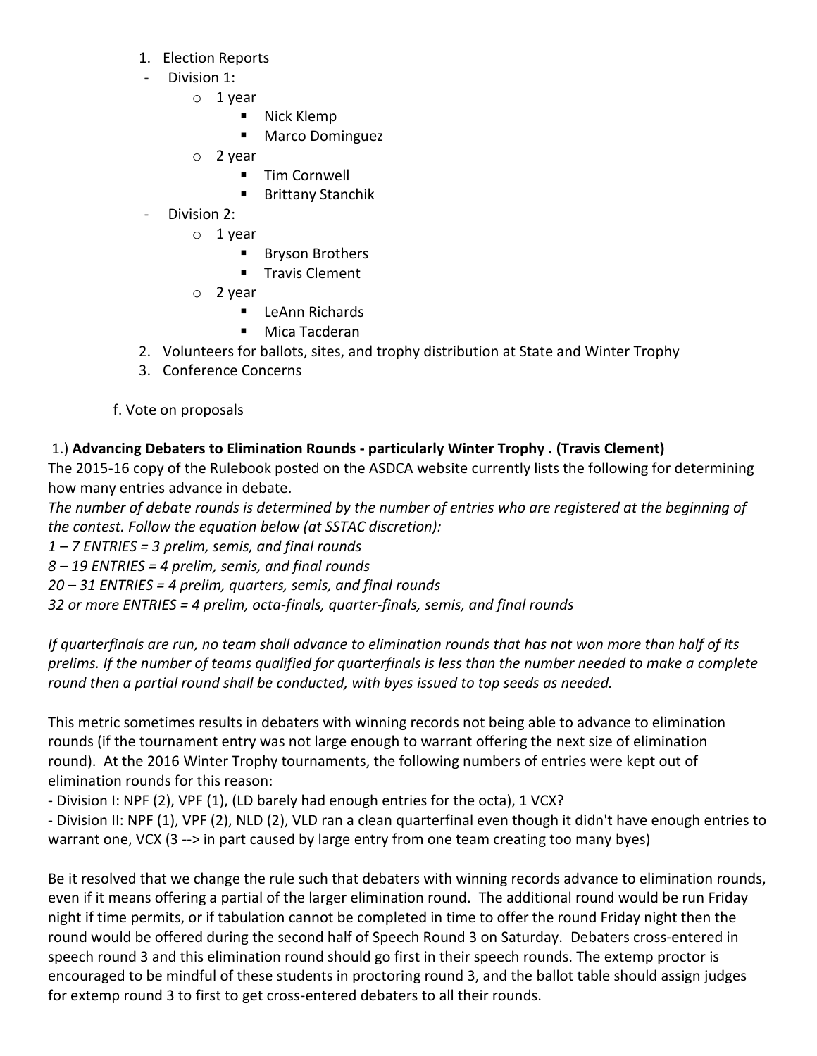1. Election Reports
   - Division 1:
     - 1 year
       - Nick Klemp
       - Marco Dominguez
     - 2 year
       - Tim Cornwell
       - Brittany Stanchik
   - Division 2:
     - 1 year
       - Bryson Brothers
       - Travis Clement
     - 2 year
       - LeAnn Richards
       - Mica Tacderan
2. Volunteers for ballots, sites, and trophy distribution at State and Winter Trophy
3. Conference Concerns

f. Vote on proposals

1.) **Advancing Debaters to Elimination Rounds - particularly Winter Trophy . (Travis Clement)**

The 2015-16 copy of the Rulebook posted on the ASDCA website currently lists the following for determining how many entries advance in debate.

*The number of debate rounds is determined by the number of entries who are registered at the beginning of the contest. Follow the equation below (at SSTAC discretion):*

*1 – 7 ENTRIES = 3 prelim, semis, and final rounds*

*8 – 19 ENTRIES = 4 prelim, semis, and final rounds*

*20 – 31 ENTRIES = 4 prelim, quarters, semis, and final rounds*

*32 or more ENTRIES = 4 prelim, octa-finals, quarter-finals, semis, and final rounds*

*If quarterfinals are run, no team shall advance to elimination rounds that has not won more than half of its prelims. If the number of teams qualified for quarterfinals is less than the number needed to make a complete round then a partial round shall be conducted, with byes issued to top seeds as needed.*

This metric sometimes results in debaters with winning records not being able to advance to elimination rounds (if the tournament entry was not large enough to warrant offering the next size of elimination round). At the 2016 Winter Trophy tournaments, the following numbers of entries were kept out of elimination rounds for this reason:

- Division I: NPF (2), VPF (1), (LD barely had enough entries for the octa), 1 VCX?
- Division II: NPF (1), VPF (2), NLD (2), VLD ran a clean quarterfinal even though it didn't have enough entries to warrant one, VCX (3 --> in part caused by large entry from one team creating too many byes)

Be it resolved that we change the rule such that debaters with winning records advance to elimination rounds, even if it means offering a partial of the larger elimination round. The additional round would be run Friday night if time permits, or if tabulation cannot be completed in time to offer the round Friday night then the round would be offered during the second half of Speech Round 3 on Saturday. Debaters cross-entered in speech round 3 and this elimination round should go first in their speech rounds. The extemp proctor is encouraged to be mindful of these students in proctoring round 3, and the ballot table should assign judges for extemp round 3 to first to get cross-entered debaters to all their rounds.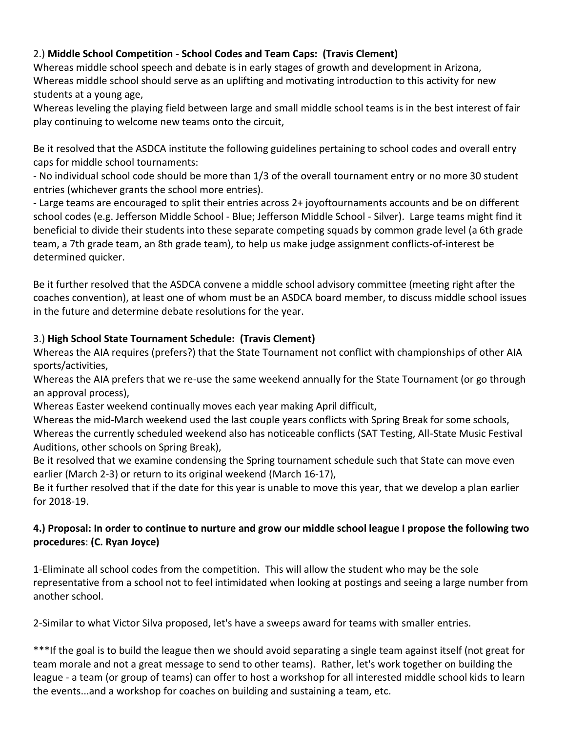2.) **Middle School Competition - School Codes and Team Caps: (Travis Clement)**
Whereas middle school speech and debate is in early stages of growth and development in Arizona,
Whereas middle school should serve as an uplifting and motivating introduction to this activity for new students at a young age,
Whereas leveling the playing field between large and small middle school teams is in the best interest of fair play continuing to welcome new teams onto the circuit,

Be it resolved that the ASDCA institute the following guidelines pertaining to school codes and overall entry caps for middle school tournaments:
- No individual school code should be more than 1/3 of the overall tournament entry or no more 30 student entries (whichever grants the school more entries).
- Large teams are encouraged to split their entries across 2+ joyoftournaments accounts and be on different school codes (e.g. Jefferson Middle School - Blue; Jefferson Middle School - Silver). Large teams might find it beneficial to divide their students into these separate competing squads by common grade level (a 6th grade team, a 7th grade team, an 8th grade team), to help us make judge assignment conflicts-of-interest be determined quicker.

Be it further resolved that the ASDCA convene a middle school advisory committee (meeting right after the coaches convention), at least one of whom must be an ASDCA board member, to discuss middle school issues in the future and determine debate resolutions for the year.

3.) **High School State Tournament Schedule: (Travis Clement)**
Whereas the AIA requires (prefers?) that the State Tournament not conflict with championships of other AIA sports/activities,
Whereas the AIA prefers that we re-use the same weekend annually for the State Tournament (or go through an approval process),
Whereas Easter weekend continually moves each year making April difficult,
Whereas the mid-March weekend used the last couple years conflicts with Spring Break for some schools,
Whereas the currently scheduled weekend also has noticeable conflicts (SAT Testing, All-State Music Festival Auditions, other schools on Spring Break),
Be it resolved that we examine condensing the Spring tournament schedule such that State can move even earlier (March 2-3) or return to its original weekend (March 16-17),
Be it further resolved that if the date for this year is unable to move this year, that we develop a plan earlier for 2018-19.

**4.) Proposal: In order to continue to nurture and grow our middle school league I propose the following two procedures**: **(C. Ryan Joyce)**

1-Eliminate all school codes from the competition. This will allow the student who may be the sole representative from a school not to feel intimidated when looking at postings and seeing a large number from another school.

2-Similar to what Victor Silva proposed, let's have a sweeps award for teams with smaller entries.

***If the goal is to build the league then we should avoid separating a single team against itself (not great for team morale and not a great message to send to other teams). Rather, let's work together on building the league - a team (or group of teams) can offer to host a workshop for all interested middle school kids to learn the events...and a workshop for coaches on building and sustaining a team, etc.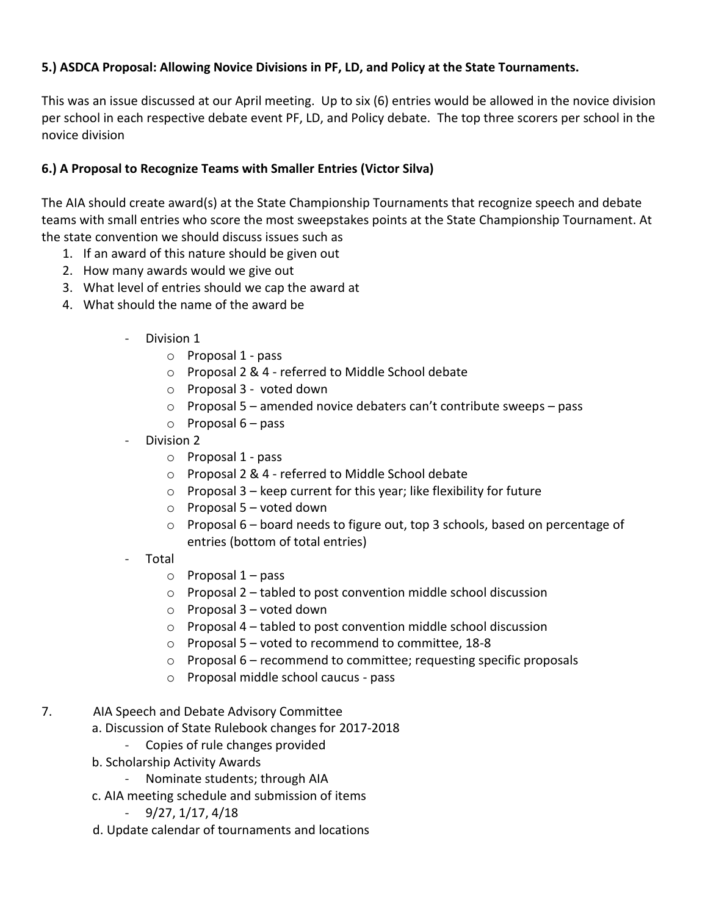**5.) ASDCA Proposal: Allowing Novice Divisions in PF, LD, and Policy at the State Tournaments.**

This was an issue discussed at our April meeting. Up to six (6) entries would be allowed in the novice division per school in each respective debate event PF, LD, and Policy debate. The top three scorers per school in the novice division

**6.) A Proposal to Recognize Teams with Smaller Entries (Victor Silva)**

The AIA should create award(s) at the State Championship Tournaments that recognize speech and debate teams with small entries who score the most sweepstakes points at the State Championship Tournament. At the state convention we should discuss issues such as

1. If an award of this nature should be given out
2. How many awards would we give out
3. What level of entries should we cap the award at
4. What should the name of the award be

- Division 1
  - Proposal 1 - pass
  - Proposal 2 & 4 - referred to Middle School debate
  - Proposal 3 - voted down
  - Proposal 5 – amended novice debaters can't contribute sweeps – pass
  - Proposal 6 – pass
- Division 2
  - Proposal 1 - pass
  - Proposal 2 & 4 - referred to Middle School debate
  - Proposal 3 – keep current for this year; like flexibility for future
  - Proposal 5 – voted down
  - Proposal 6 – board needs to figure out, top 3 schools, based on percentage of entries (bottom of total entries)
- Total
  - Proposal 1 – pass
  - Proposal 2 – tabled to post convention middle school discussion
  - Proposal 3 – voted down
  - Proposal 4 – tabled to post convention middle school discussion
  - Proposal 5 – voted to recommend to committee, 18-8
  - Proposal 6 – recommend to committee; requesting specific proposals
  - Proposal middle school caucus - pass

7. AIA Speech and Debate Advisory Committee
   - a. Discussion of State Rulebook changes for 2017-2018
     - Copies of rule changes provided
   - b. Scholarship Activity Awards
     - Nominate students; through AIA
   - c. AIA meeting schedule and submission of items
     - 9/27, 1/17, 4/18
   - d. Update calendar of tournaments and locations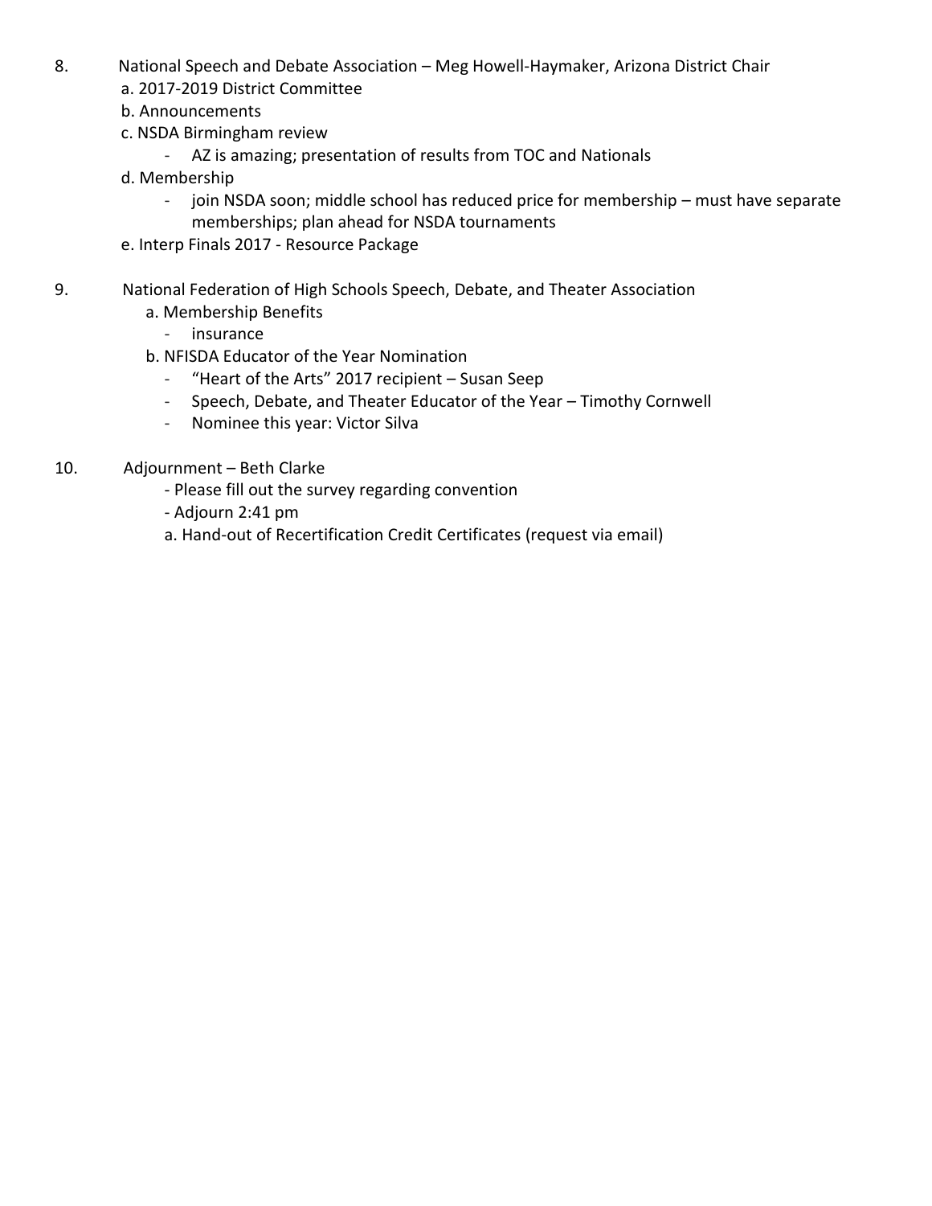8. National Speech and Debate Association – Meg Howell-Haymaker, Arizona District Chair
   a. 2017-2019 District Committee
   b. Announcements
   c. NSDA Birmingham review
      - AZ is amazing; presentation of results from TOC and Nationals
   d. Membership
      - join NSDA soon; middle school has reduced price for membership – must have separate memberships; plan ahead for NSDA tournaments
   e. Interp Finals 2017 - Resource Package

9. National Federation of High Schools Speech, Debate, and Theater Association
   a. Membership Benefits
      - insurance
   b. NFISDA Educator of the Year Nomination
      - "Heart of the Arts" 2017 recipient – Susan Seep
      - Speech, Debate, and Theater Educator of the Year – Timothy Cornwell
      - Nominee this year: Victor Silva

10. Adjournment – Beth Clarke
    - Please fill out the survey regarding convention
    - Adjourn 2:41 pm
    a. Hand-out of Recertification Credit Certificates (request via email)